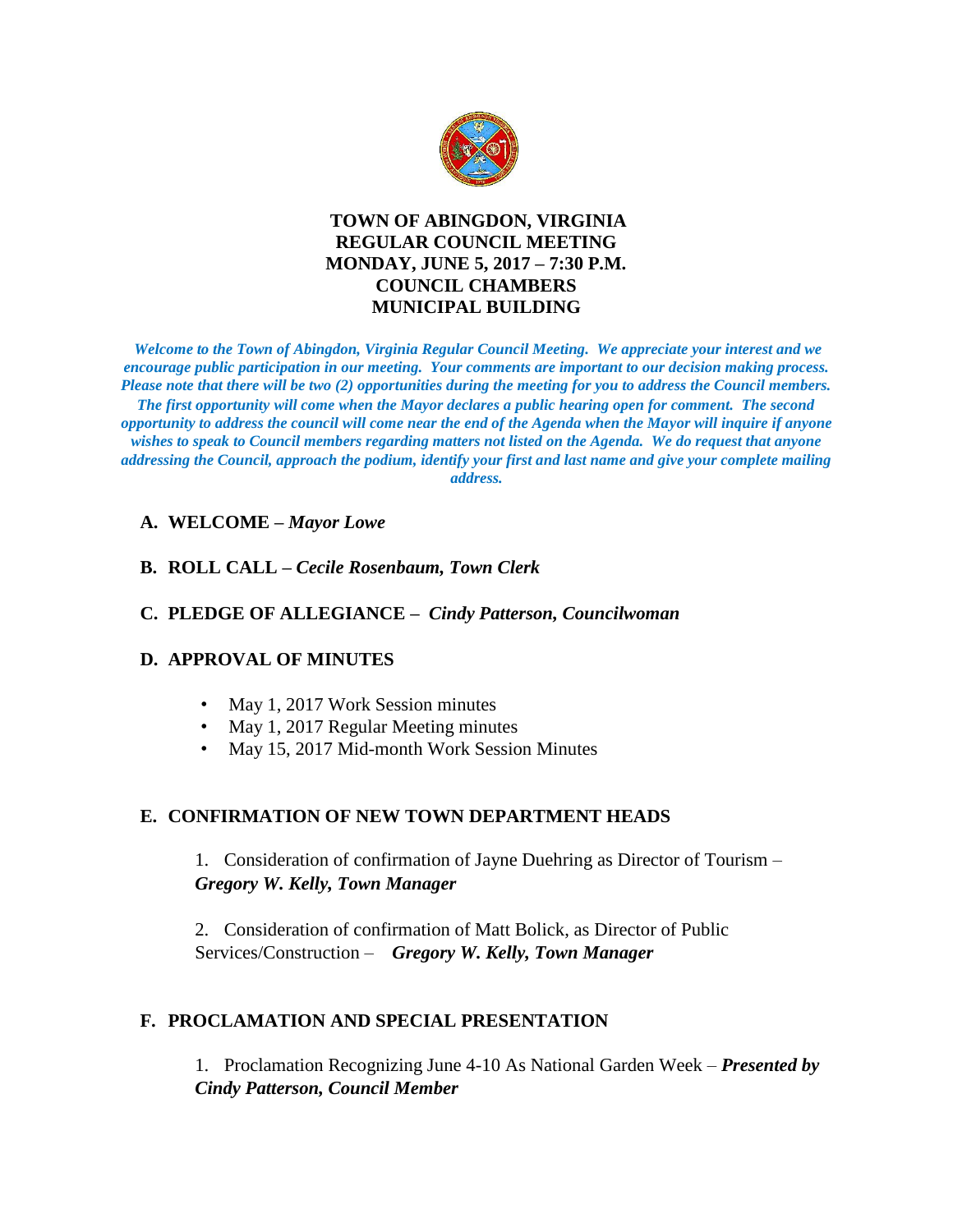# TOWN OF ABINGDON, VIRGINIA
## REGULAR COUNCIL MEETING
## MONDAY, JUNE 5, 2017 – 7:30 P.M.
## COUNCIL CHAMBERS
## MUNICIPAL BUILDING

***Welcome to the Town of Abingdon, Virginia Regular Council Meeting. We appreciate your interest and we encourage public participation in our meeting. Your comments are important to our decision making process. Please note that there will be two (2) opportunities during the meeting for you to address the Council members. The first opportunity will come when the Mayor declares a public hearing open for comment. The second opportunity to address the council will come near the end of the Agenda when the Mayor will inquire if anyone wishes to speak to Council members regarding matters not listed on the Agenda. We do request that anyone addressing the Council, approach the podium, identify your first and last name and give your complete mailing address.***

**A. WELCOME –** ***Mayor Lowe***

**B. ROLL CALL –** ***Cecile Rosenbaum, Town Clerk***

**C. PLEDGE OF ALLEGIANCE –** ***Cindy Patterson, Councilwoman***

**D. APPROVAL OF MINUTES**

- May 1, 2017 Work Session minutes
- May 1, 2017 Regular Meeting minutes
- May 15, 2017 Mid-month Work Session Minutes

**E. CONFIRMATION OF NEW TOWN DEPARTMENT HEADS**

1. Consideration of confirmation of Jayne Duehring as Director of Tourism – ***Gregory W. Kelly, Town Manager***

2. Consideration of confirmation of Matt Bolick, as Director of Public Services/Construction – ***Gregory W. Kelly, Town Manager***

**F. PROCLAMATION AND SPECIAL PRESENTATION**

1. Proclamation Recognizing June 4-10 As National Garden Week – ***Presented by Cindy Patterson, Council Member***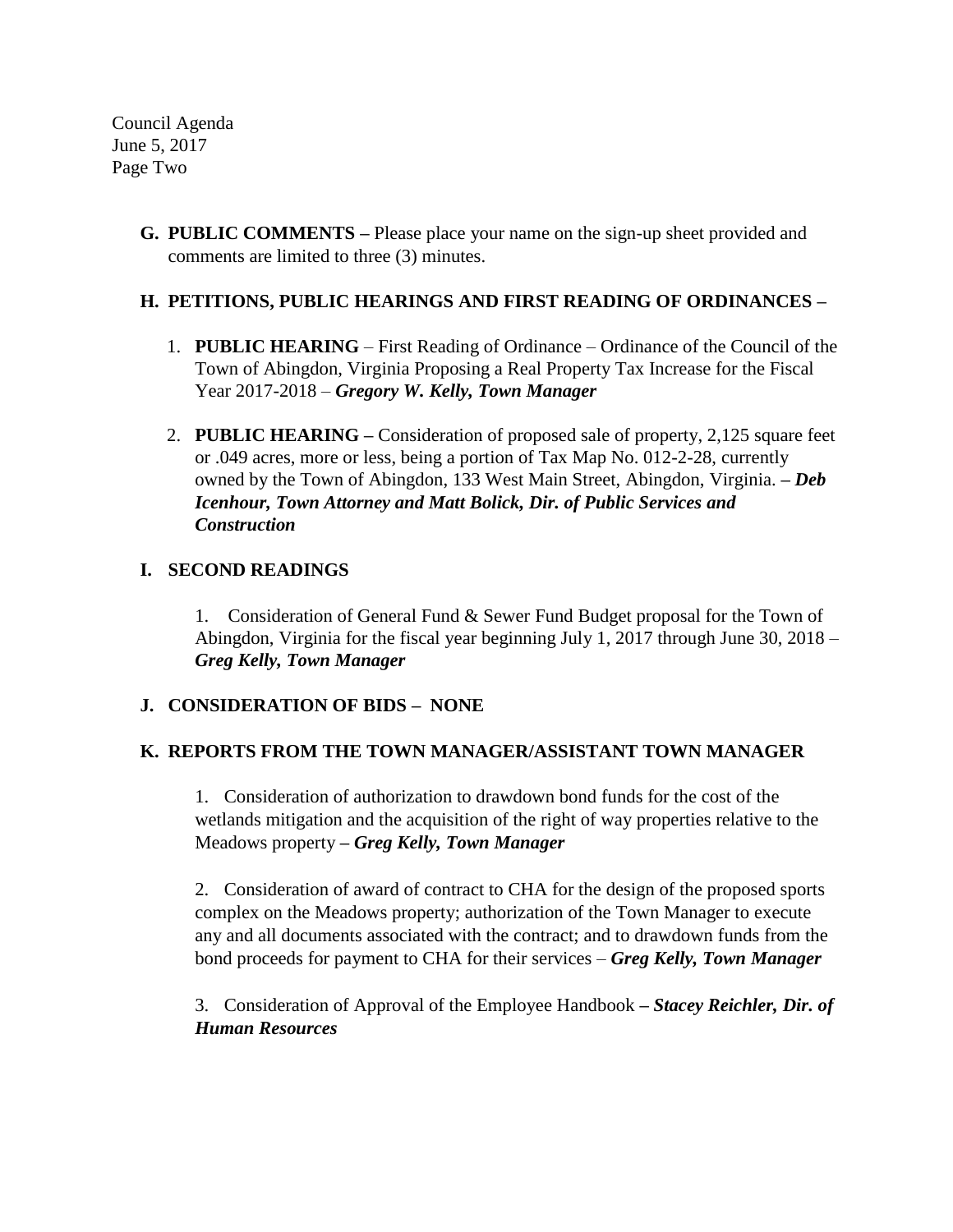**G. PUBLIC COMMENTS –** Please place your name on the sign-up sheet provided and comments are limited to three (3) minutes.

**H. PETITIONS, PUBLIC HEARINGS AND FIRST READING OF ORDINANCES –**

1. **PUBLIC HEARING** – First Reading of Ordinance – Ordinance of the Council of the Town of Abingdon, Virginia Proposing a Real Property Tax Increase for the Fiscal Year 2017-2018 – ***Gregory W. Kelly, Town Manager***

2. **PUBLIC HEARING –** Consideration of proposed sale of property, 2,125 square feet or .049 acres, more or less, being a portion of Tax Map No. 012-2-28, currently owned by the Town of Abingdon, 133 West Main Street, Abingdon, Virginia. **–** ***Deb Icenhour, Town Attorney and Matt Bolick, Dir. of Public Services and Construction***

**I. SECOND READINGS**

1. Consideration of General Fund & Sewer Fund Budget proposal for the Town of Abingdon, Virginia for the fiscal year beginning July 1, 2017 through June 30, 2018 – ***Greg Kelly, Town Manager***

**J. CONSIDERATION OF BIDS – NONE**

**K. REPORTS FROM THE TOWN MANAGER/ASSISTANT TOWN MANAGER**

1. Consideration of authorization to drawdown bond funds for the cost of the wetlands mitigation and the acquisition of the right of way properties relative to the Meadows property **–** ***Greg Kelly, Town Manager***

2. Consideration of award of contract to CHA for the design of the proposed sports complex on the Meadows property; authorization of the Town Manager to execute any and all documents associated with the contract; and to drawdown funds from the bond proceeds for payment to CHA for their services – ***Greg Kelly, Town Manager***

3. Consideration of Approval of the Employee Handbook **–** ***Stacey Reichler, Dir. of Human Resources***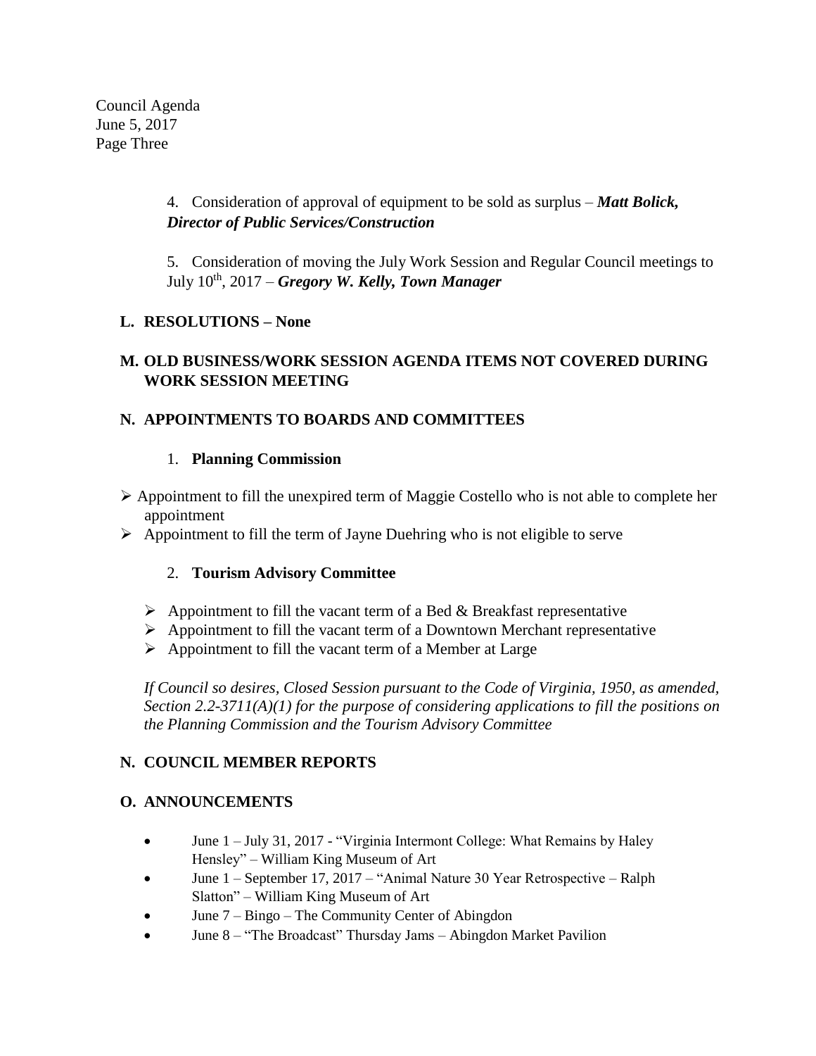Council Agenda
June 5, 2017
Page Three

4. Consideration of approval of equipment to be sold as surplus – ***Matt Bolick, Director of Public Services/Construction***

5. Consideration of moving the July Work Session and Regular Council meetings to July 10th, 2017 – ***Gregory W. Kelly, Town Manager***

## L. RESOLUTIONS – None

## M. OLD BUSINESS/WORK SESSION AGENDA ITEMS NOT COVERED DURING WORK SESSION MEETING

## N. APPOINTMENTS TO BOARDS AND COMMITTEES

1. **Planning Commission**

- Appointment to fill the unexpired term of Maggie Costello who is not able to complete her appointment
- Appointment to fill the term of Jayne Duehring who is not eligible to serve

2. **Tourism Advisory Committee**

- Appointment to fill the vacant term of a Bed & Breakfast representative
- Appointment to fill the vacant term of a Downtown Merchant representative
- Appointment to fill the vacant term of a Member at Large

*If Council so desires, Closed Session pursuant to the Code of Virginia, 1950, as amended, Section 2.2-3711(A)(1) for the purpose of considering applications to fill the positions on the Planning Commission and the Tourism Advisory Committee*

## N. COUNCIL MEMBER REPORTS

## O. ANNOUNCEMENTS

- June 1 – July 31, 2017 - "Virginia Intermont College: What Remains by Haley Hensley" – William King Museum of Art
- June 1 – September 17, 2017 – "Animal Nature 30 Year Retrospective – Ralph Slatton" – William King Museum of Art
- June 7 – Bingo – The Community Center of Abingdon
- June 8 – "The Broadcast" Thursday Jams – Abingdon Market Pavilion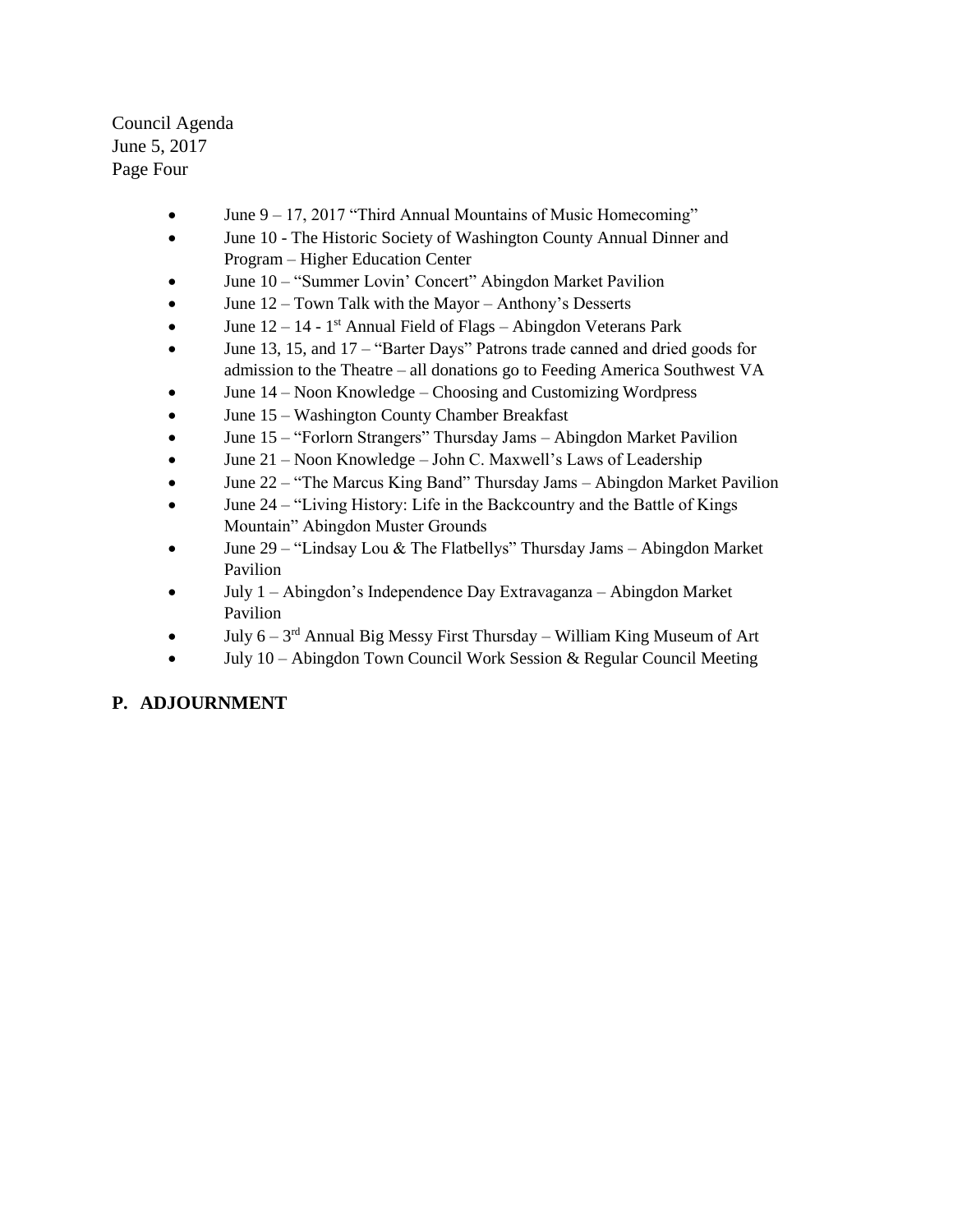- June 9 – 17, 2017 "Third Annual Mountains of Music Homecoming"
- June 10 - The Historic Society of Washington County Annual Dinner and Program – Higher Education Center
- June 10 – "Summer Lovin' Concert" Abingdon Market Pavilion
- June 12 – Town Talk with the Mayor – Anthony's Desserts
- June 12 – 14 - 1st Annual Field of Flags – Abingdon Veterans Park
- June 13, 15, and 17 – "Barter Days" Patrons trade canned and dried goods for admission to the Theatre – all donations go to Feeding America Southwest VA
- June 14 – Noon Knowledge – Choosing and Customizing Wordpress
- June 15 – Washington County Chamber Breakfast
- June 15 – "Forlorn Strangers" Thursday Jams – Abingdon Market Pavilion
- June 21 – Noon Knowledge – John C. Maxwell's Laws of Leadership
- June 22 – "The Marcus King Band" Thursday Jams – Abingdon Market Pavilion
- June 24 – "Living History: Life in the Backcountry and the Battle of Kings Mountain" Abingdon Muster Grounds
- June 29 – "Lindsay Lou & The Flatbellys" Thursday Jams – Abingdon Market Pavilion
- July 1 – Abingdon's Independence Day Extravaganza – Abingdon Market Pavilion
- July 6 – 3rd Annual Big Messy First Thursday – William King Museum of Art
- July 10 – Abingdon Town Council Work Session & Regular Council Meeting

## P. ADJOURNMENT